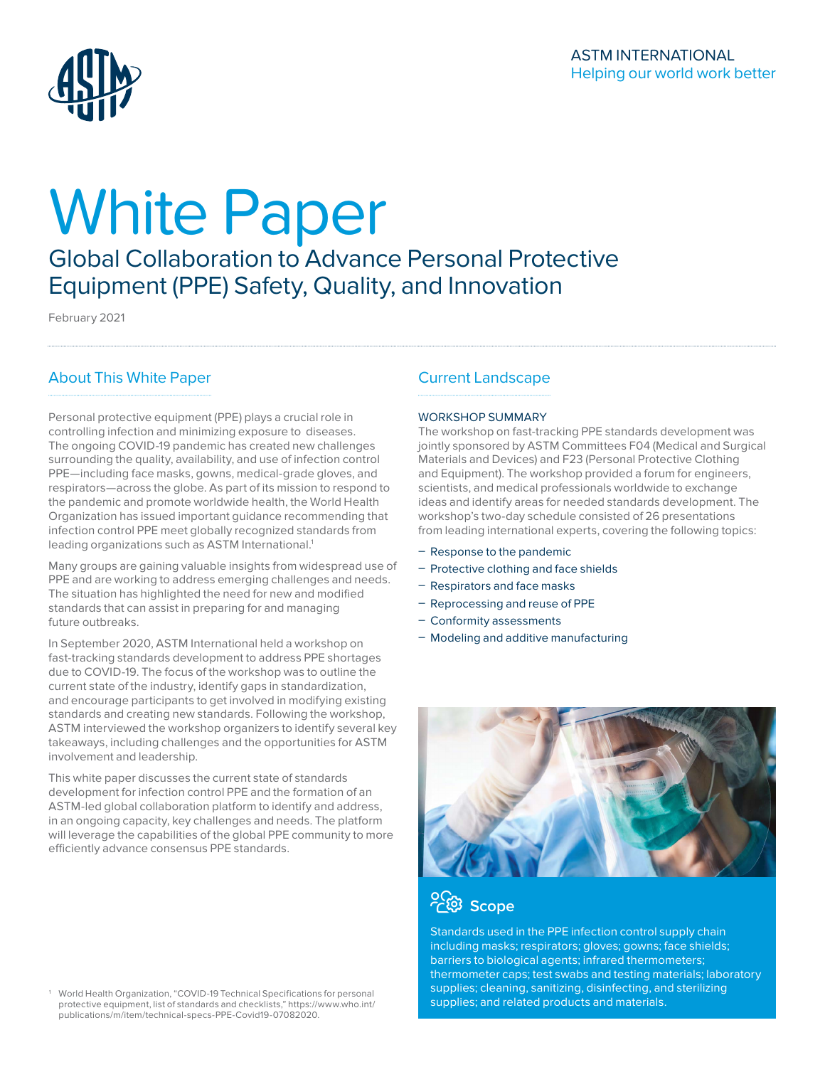ASTM INTERNATIONAL
Helping our world work better

# White Paper

## Global Collaboration to Advance Personal Protective Equipment (PPE) Safety, Quality, and Innovation

February 2021

## About This White Paper

Personal protective equipment (PPE) plays a crucial role in controlling infection and minimizing exposure to diseases. The ongoing COVID-19 pandemic has created new challenges surrounding the quality, availability, and use of infection control PPE—including face masks, gowns, medical-grade gloves, and respirators—across the globe. As part of its mission to respond to the pandemic and promote worldwide health, the World Health Organization has issued important guidance recommending that infection control PPE meet globally recognized standards from leading organizations such as ASTM International.[1]

Many groups are gaining valuable insights from widespread use of PPE and are working to address emerging challenges and needs. The situation has highlighted the need for new and modified standards that can assist in preparing for and managing future outbreaks.

In September 2020, ASTM International held a workshop on fast-tracking standards development to address PPE shortages due to COVID-19. The focus of the workshop was to outline the current state of the industry, identify gaps in standardization, and encourage participants to get involved in modifying existing standards and creating new standards. Following the workshop, ASTM interviewed the workshop organizers to identify several key takeaways, including challenges and the opportunities for ASTM involvement and leadership.

This white paper discusses the current state of standards development for infection control PPE and the formation of an ASTM-led global collaboration platform to identify and address, in an ongoing capacity, key challenges and needs. The platform will leverage the capabilities of the global PPE community to more efficiently advance consensus PPE standards.

## Current Landscape

### WORKSHOP SUMMARY

The workshop on fast-tracking PPE standards development was jointly sponsored by ASTM Committees F04 (Medical and Surgical Materials and Devices) and F23 (Personal Protective Clothing and Equipment). The workshop provided a forum for engineers, scientists, and medical professionals worldwide to exchange ideas and identify areas for needed standards development. The workshop's two-day schedule consisted of 26 presentations from leading international experts, covering the following topics:

- Response to the pandemic
- Protective clothing and face shields
- Respirators and face masks
- Reprocessing and reuse of PPE
- Conformity assessments
- Modeling and additive manufacturing

### Scope

Standards used in the PPE infection control supply chain including masks; respirators; gloves; gowns; face shields; barriers to biological agents; infrared thermometers; thermometer caps; test swabs and testing materials; laboratory supplies; cleaning, sanitizing, disinfecting, and sterilizing supplies; and related products and materials.

[1] World Health Organization, "COVID-19 Technical Specifications for personal protective equipment, list of standards and checklists," https://www.who.int/publications/m/item/technical-specs-PPE-Covid19-07082020.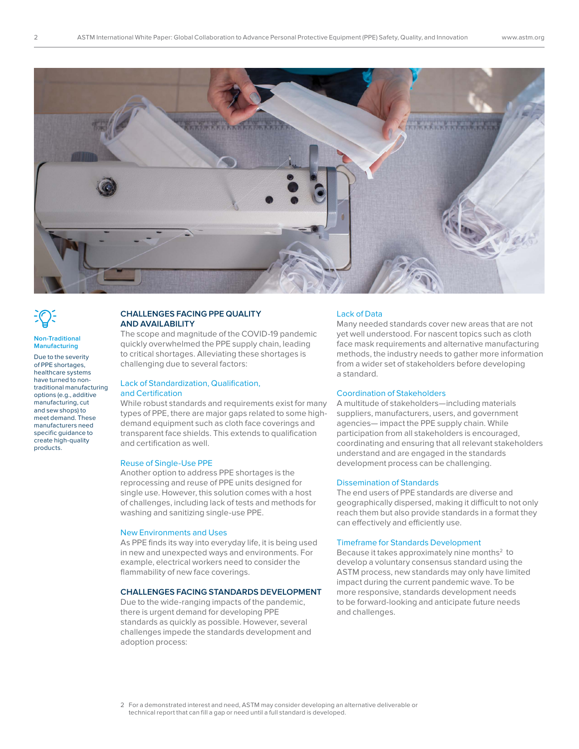**Non-Traditional Manufacturing**

Due to the severity of PPE shortages, healthcare systems have turned to non-traditional manufacturing options (e.g., additive manufacturing, cut and sew shops) to meet demand. These manufacturers need specific guidance to create high-quality products.

## CHALLENGES FACING PPE QUALITY AND AVAILABILITY

The scope and magnitude of the COVID-19 pandemic quickly overwhelmed the PPE supply chain, leading to critical shortages. Alleviating these shortages is challenging due to several factors:

### Lack of Standardization, Qualification, and Certification

While robust standards and requirements exist for many types of PPE, there are major gaps related to some high-demand equipment such as cloth face coverings and transparent face shields. This extends to qualification and certification as well.

### Reuse of Single-Use PPE

Another option to address PPE shortages is the reprocessing and reuse of PPE units designed for single use. However, this solution comes with a host of challenges, including lack of tests and methods for washing and sanitizing single-use PPE.

### New Environments and Uses

As PPE finds its way into everyday life, it is being used in new and unexpected ways and environments. For example, electrical workers need to consider the flammability of new face coverings.

## CHALLENGES FACING STANDARDS DEVELOPMENT

Due to the wide-ranging impacts of the pandemic, there is urgent demand for developing PPE standards as quickly as possible. However, several challenges impede the standards development and adoption process:

### Lack of Data

Many needed standards cover new areas that are not yet well understood. For nascent topics such as cloth face mask requirements and alternative manufacturing methods, the industry needs to gather more information from a wider set of stakeholders before developing a standard.

### Coordination of Stakeholders

A multitude of stakeholders—including materials suppliers, manufacturers, users, and government agencies— impact the PPE supply chain. While participation from all stakeholders is encouraged, coordinating and ensuring that all relevant stakeholders understand and are engaged in the standards development process can be challenging.

### Dissemination of Standards

The end users of PPE standards are diverse and geographically dispersed, making it difficult to not only reach them but also provide standards in a format they can effectively and efficiently use.

### Timeframe for Standards Development

Because it takes approximately nine months[2] to develop a voluntary consensus standard using the ASTM process, new standards may only have limited impact during the current pandemic wave. To be more responsive, standards development needs to be forward-looking and anticipate future needs and challenges.

2 For a demonstrated interest and need, ASTM may consider developing an alternative deliverable or technical report that can fill a gap or need until a full standard is developed.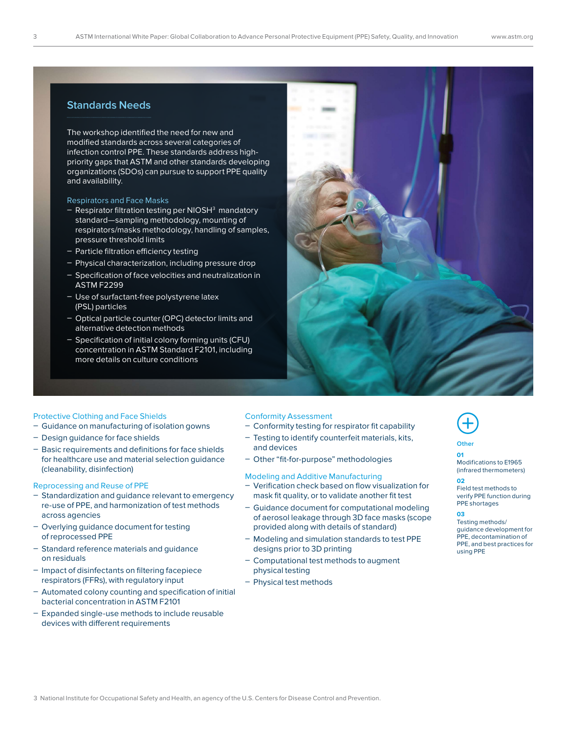## Standards Needs

The workshop identified the need for new and modified standards across several categories of infection control PPE. These standards address high-priority gaps that ASTM and other standards developing organizations (SDOs) can pursue to support PPE quality and availability.

### Respirators and Face Masks

- Respirator filtration testing per NIOSH[3] mandatory standard—sampling methodology, mounting of respirators/masks methodology, handling of samples, pressure threshold limits
- Particle filtration efficiency testing
- Physical characterization, including pressure drop
- Specification of face velocities and neutralization in ASTM F2299
- Use of surfactant-free polystyrene latex (PSL) particles
- Optical particle counter (OPC) detector limits and alternative detection methods
- Specification of initial colony forming units (CFU) concentration in ASTM Standard F2101, including more details on culture conditions

### Protective Clothing and Face Shields

- Guidance on manufacturing of isolation gowns
- Design guidance for face shields
- Basic requirements and definitions for face shields for healthcare use and material selection guidance (cleanability, disinfection)

### Reprocessing and Reuse of PPE

- Standardization and guidance relevant to emergency re-use of PPE, and harmonization of test methods across agencies
- Overlying guidance document for testing of reprocessed PPE
- Standard reference materials and guidance on residuals
- Impact of disinfectants on filtering facepiece respirators (FFRs), with regulatory input
- Automated colony counting and specification of initial bacterial concentration in ASTM F2101
- Expanded single-use methods to include reusable devices with different requirements

### Conformity Assessment

- Conformity testing for respirator fit capability
- Testing to identify counterfeit materials, kits, and devices
- Other "fit-for-purpose" methodologies

### Modeling and Additive Manufacturing

- Verification check based on flow visualization for mask fit quality, or to validate another fit test
- Guidance document for computational modeling of aerosol leakage through 3D face masks (scope provided along with details of standard)
- Modeling and simulation standards to test PPE designs prior to 3D printing
- Computational test methods to augment physical testing
- Physical test methods

### Other

**01**
Modifications to E1965 (infrared thermometers)

**02**
Field test methods to verify PPE function during PPE shortages

**03**
Testing methods/guidance development for PPE, decontamination of PPE, and best practices for using PPE

3 National Institute for Occupational Safety and Health, an agency of the U.S. Centers for Disease Control and Prevention.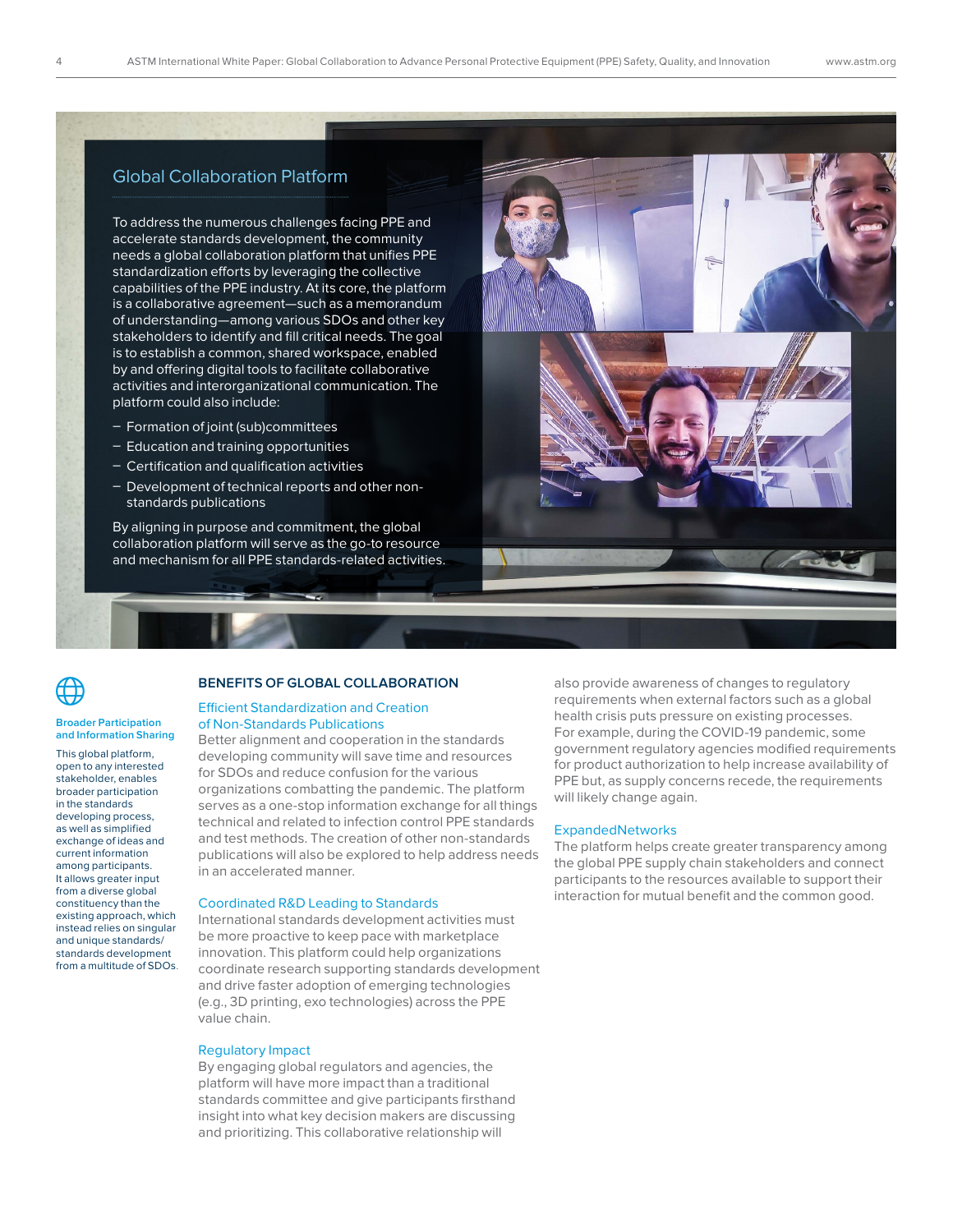## Global Collaboration Platform

To address the numerous challenges facing PPE and accelerate standards development, the community needs a global collaboration platform that unifies PPE standardization efforts by leveraging the collective capabilities of the PPE industry. At its core, the platform is a collaborative agreement—such as a memorandum of understanding—among various SDOs and other key stakeholders to identify and fill critical needs. The goal is to establish a common, shared workspace, enabled by and offering digital tools to facilitate collaborative activities and interorganizational communication. The platform could also include:

- Formation of joint (sub)committees
- Education and training opportunities
- Certification and qualification activities
- Development of technical reports and other non-standards publications

By aligning in purpose and commitment, the global collaboration platform will serve as the go-to resource and mechanism for all PPE standards-related activities.

**Broader Participation and Information Sharing**

This global platform, open to any interested stakeholder, enables broader participation in the standards developing process, as well as simplified exchange of ideas and current information among participants. It allows greater input from a diverse global constituency than the existing approach, which instead relies on singular and unique standards/standards development from a multitude of SDOs.

## BENEFITS OF GLOBAL COLLABORATION

### Efficient Standardization and Creation of Non-Standards Publications

Better alignment and cooperation in the standards developing community will save time and resources for SDOs and reduce confusion for the various organizations combatting the pandemic. The platform serves as a one-stop information exchange for all things technical and related to infection control PPE standards and test methods. The creation of other non-standards publications will also be explored to help address needs in an accelerated manner.

### Coordinated R&D Leading to Standards

International standards development activities must be more proactive to keep pace with marketplace innovation. This platform could help organizations coordinate research supporting standards development and drive faster adoption of emerging technologies (e.g., 3D printing, exo technologies) across the PPE value chain.

### Regulatory Impact

By engaging global regulators and agencies, the platform will have more impact than a traditional standards committee and give participants firsthand insight into what key decision makers are discussing and prioritizing. This collaborative relationship will also provide awareness of changes to regulatory requirements when external factors such as a global health crisis puts pressure on existing processes. For example, during the COVID-19 pandemic, some government regulatory agencies modified requirements for product authorization to help increase availability of PPE but, as supply concerns recede, the requirements will likely change again.

### ExpandedNetworks

The platform helps create greater transparency among the global PPE supply chain stakeholders and connect participants to the resources available to support their interaction for mutual benefit and the common good.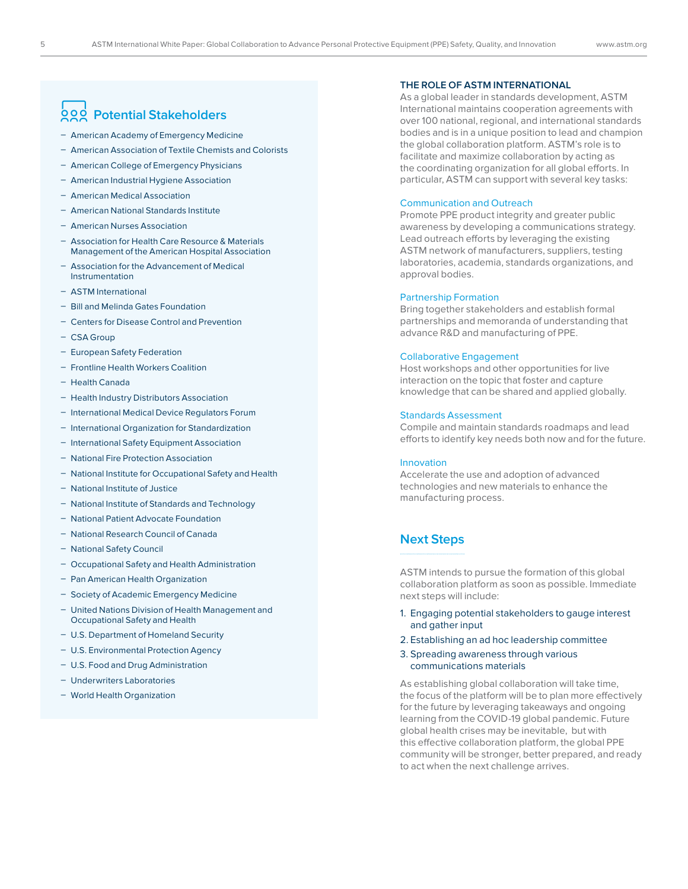## Potential Stakeholders

- American Academy of Emergency Medicine
- American Association of Textile Chemists and Colorists
- American College of Emergency Physicians
- American Industrial Hygiene Association
- American Medical Association
- American National Standards Institute
- American Nurses Association
- Association for Health Care Resource & Materials Management of the American Hospital Association
- Association for the Advancement of Medical Instrumentation
- ASTM International
- Bill and Melinda Gates Foundation
- Centers for Disease Control and Prevention
- CSA Group
- European Safety Federation
- Frontline Health Workers Coalition
- Health Canada
- Health Industry Distributors Association
- International Medical Device Regulators Forum
- International Organization for Standardization
- International Safety Equipment Association
- National Fire Protection Association
- National Institute for Occupational Safety and Health
- National Institute of Justice
- National Institute of Standards and Technology
- National Patient Advocate Foundation
- National Research Council of Canada
- National Safety Council
- Occupational Safety and Health Administration
- Pan American Health Organization
- Society of Academic Emergency Medicine
- United Nations Division of Health Management and Occupational Safety and Health
- U.S. Department of Homeland Security
- U.S. Environmental Protection Agency
- U.S. Food and Drug Administration
- Underwriters Laboratories
- World Health Organization

### THE ROLE OF ASTM INTERNATIONAL

As a global leader in standards development, ASTM International maintains cooperation agreements with over 100 national, regional, and international standards bodies and is in a unique position to lead and champion the global collaboration platform. ASTM's role is to facilitate and maximize collaboration by acting as the coordinating organization for all global efforts. In particular, ASTM can support with several key tasks:

#### Communication and Outreach

Promote PPE product integrity and greater public awareness by developing a communications strategy. Lead outreach efforts by leveraging the existing ASTM network of manufacturers, suppliers, testing laboratories, academia, standards organizations, and approval bodies.

#### Partnership Formation

Bring together stakeholders and establish formal partnerships and memoranda of understanding that advance R&D and manufacturing of PPE.

#### Collaborative Engagement

Host workshops and other opportunities for live interaction on the topic that foster and capture knowledge that can be shared and applied globally.

#### Standards Assessment

Compile and maintain standards roadmaps and lead efforts to identify key needs both now and for the future.

#### Innovation

Accelerate the use and adoption of advanced technologies and new materials to enhance the manufacturing process.

## Next Steps

ASTM intends to pursue the formation of this global collaboration platform as soon as possible. Immediate next steps will include:

1. Engaging potential stakeholders to gauge interest and gather input
2. Establishing an ad hoc leadership committee
3. Spreading awareness through various communications materials

As establishing global collaboration will take time, the focus of the platform will be to plan more effectively for the future by leveraging takeaways and ongoing learning from the COVID-19 global pandemic. Future global health crises may be inevitable, but with this effective collaboration platform, the global PPE community will be stronger, better prepared, and ready to act when the next challenge arrives.